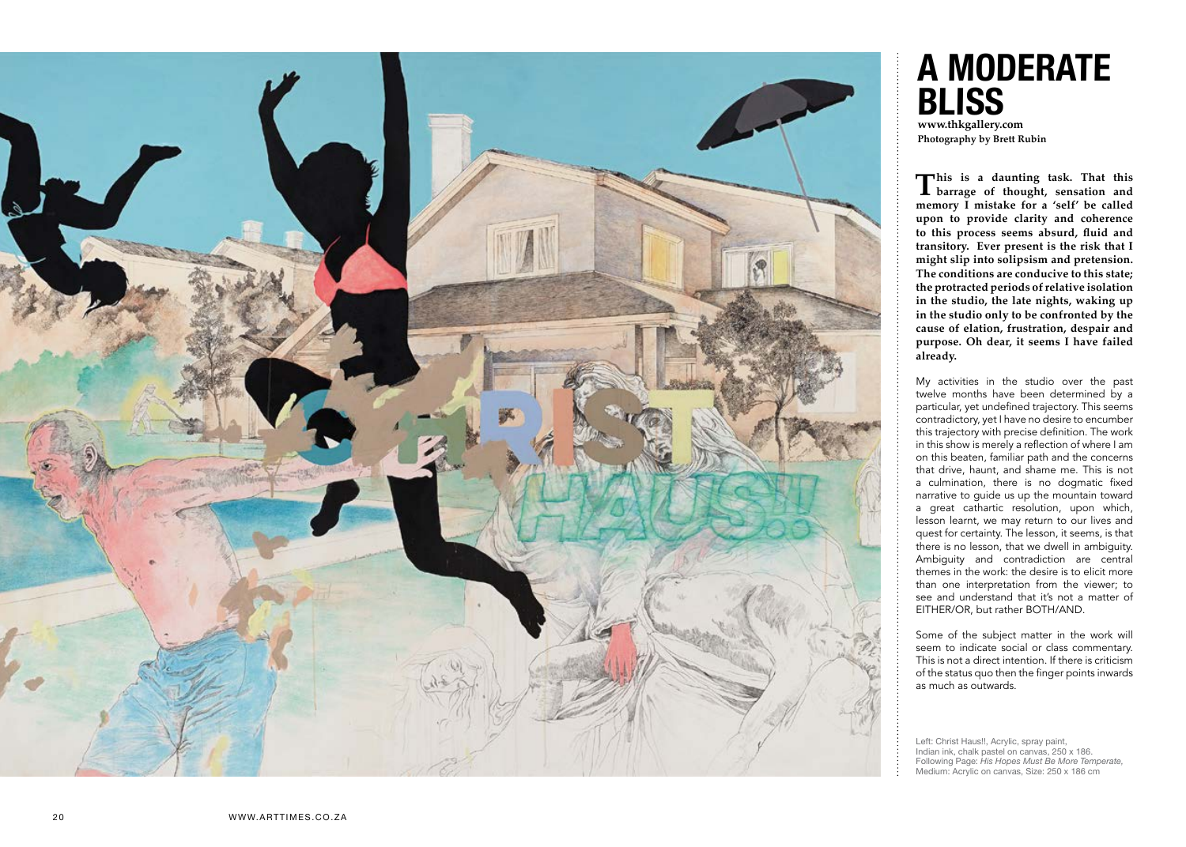# A MODERATE BLISS

**www.thkgallery.com**
**Photography by Brett Rubin**

**This is a daunting task. That this barrage of thought, sensation and memory I mistake for a 'self' be called upon to provide clarity and coherence to this process seems absurd, fluid and transitory. Ever present is the risk that I might slip into solipsism and pretension. The conditions are conducive to this state; the protracted periods of relative isolation in the studio, the late nights, waking up in the studio only to be confronted by the cause of elation, frustration, despair and purpose. Oh dear, it seems I have failed already.**

My activities in the studio over the past twelve months have been determined by a particular, yet undefined trajectory. This seems contradictory, yet I have no desire to encumber this trajectory with precise definition. The work in this show is merely a reflection of where I am on this beaten, familiar path and the concerns that drive, haunt, and shame me. This is not a culmination, there is no dogmatic fixed narrative to guide us up the mountain toward a great cathartic resolution, upon which, lesson learnt, we may return to our lives and quest for certainty. The lesson, it seems, is that there is no lesson, that we dwell in ambiguity. Ambiguity and contradiction are central themes in the work: the desire is to elicit more than one interpretation from the viewer; to see and understand that it's not a matter of EITHER/OR, but rather BOTH/AND.

Some of the subject matter in the work will seem to indicate social or class commentary. This is not a direct intention. If there is criticism of the status quo then the finger points inwards as much as outwards.

Left: Christ Haus!!, Acrylic, spray paint, Indian ink, chalk pastel on canvas, 250 x 186.
Following Page: *His Hopes Must Be More Temperate,* Medium: Acrylic on canvas, Size: 250 x 186 cm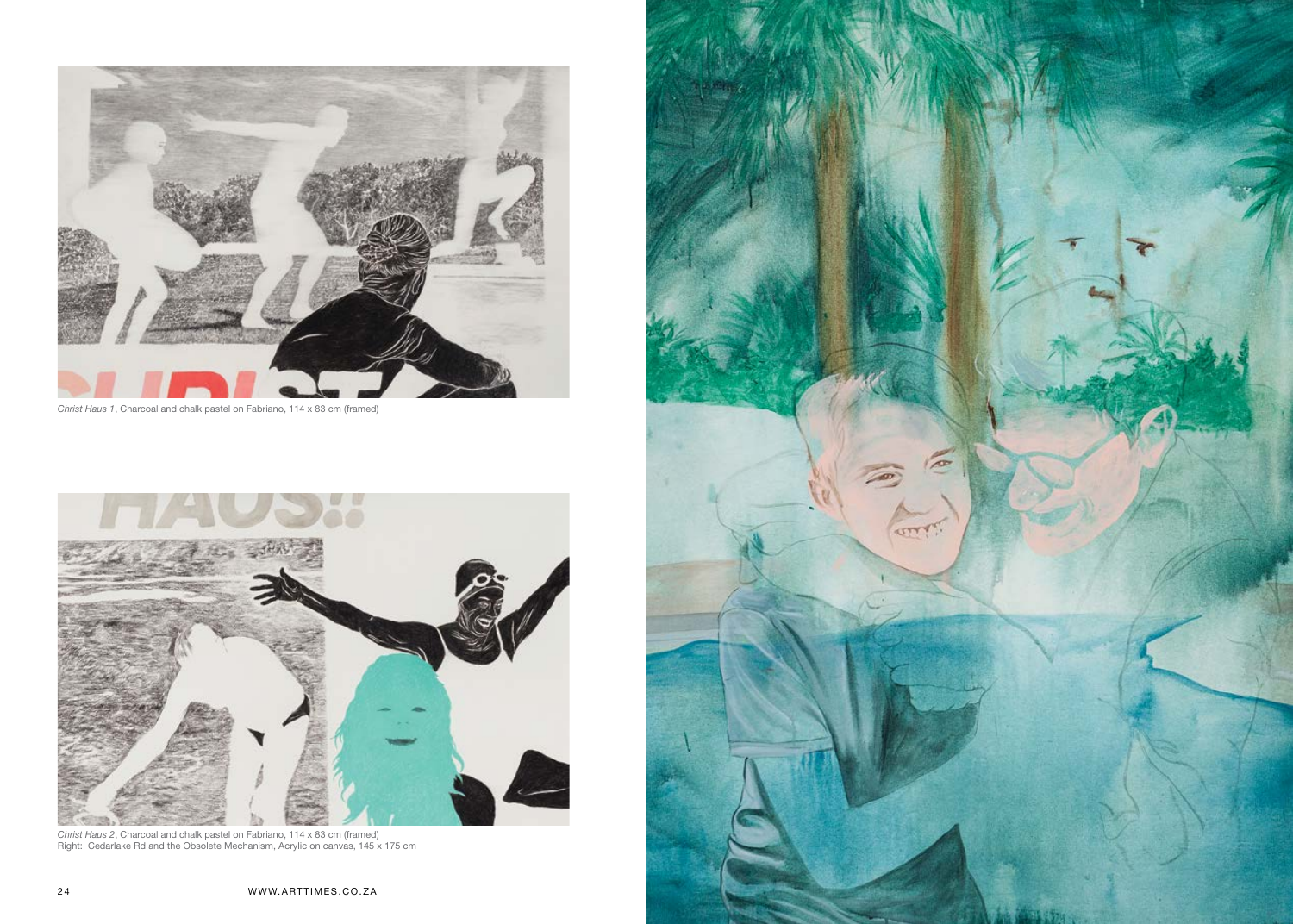*Christ Haus 1*, Charcoal and chalk pastel on Fabriano, 114 x 83 cm (framed)

*Christ Haus 2*, Charcoal and chalk pastel on Fabriano, 114 x 83 cm (framed)
Right: Cedarlake Rd and the Obsolete Mechanism, Acrylic on canvas, 145 x 175 cm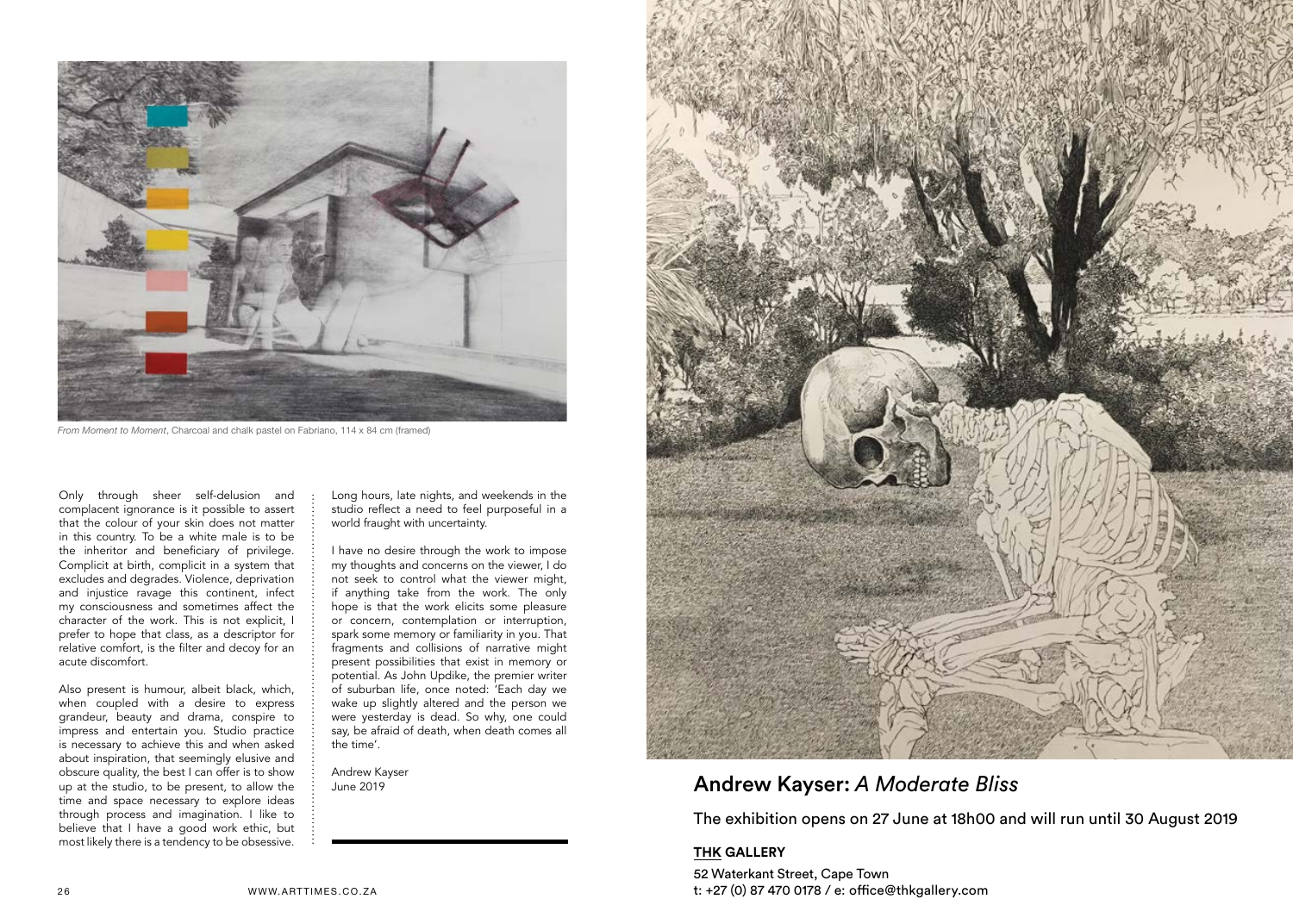*From Moment to Moment*, Charcoal and chalk pastel on Fabriano, 114 x 84 cm (framed)

Only through sheer self-delusion and complacent ignorance is it possible to assert that the colour of your skin does not matter in this country. To be a white male is to be the inheritor and beneficiary of privilege. Complicit at birth, complicit in a system that excludes and degrades. Violence, deprivation and injustice ravage this continent, infect my consciousness and sometimes affect the character of the work. This is not explicit, I prefer to hope that class, as a descriptor for relative comfort, is the filter and decoy for an acute discomfort.

Also present is humour, albeit black, which, when coupled with a desire to express grandeur, beauty and drama, conspire to impress and entertain you. Studio practice is necessary to achieve this and when asked about inspiration, that seemingly elusive and obscure quality, the best I can offer is to show up at the studio, to be present, to allow the time and space necessary to explore ideas through process and imagination. I like to believe that I have a good work ethic, but most likely there is a tendency to be obsessive. Long hours, late nights, and weekends in the studio reflect a need to feel purposeful in a world fraught with uncertainty.

I have no desire through the work to impose my thoughts and concerns on the viewer, I do not seek to control what the viewer might, if anything take from the work. The only hope is that the work elicits some pleasure or concern, contemplation or interruption, spark some memory or familiarity in you. That fragments and collisions of narrative might present possibilities that exist in memory or potential. As John Updike, the premier writer of suburban life, once noted: 'Each day we wake up slightly altered and the person we were yesterday is dead. So why, one could say, be afraid of death, when death comes all the time'.

Andrew Kayser
June 2019

## Andrew Kayser: *A Moderate Bliss*

The exhibition opens on 27 June at 18h00 and will run until 30 August 2019

**THK GALLERY**

52 Waterkant Street, Cape Town
t: +27 (0) 87 470 0178 / e: office@thkgallery.com